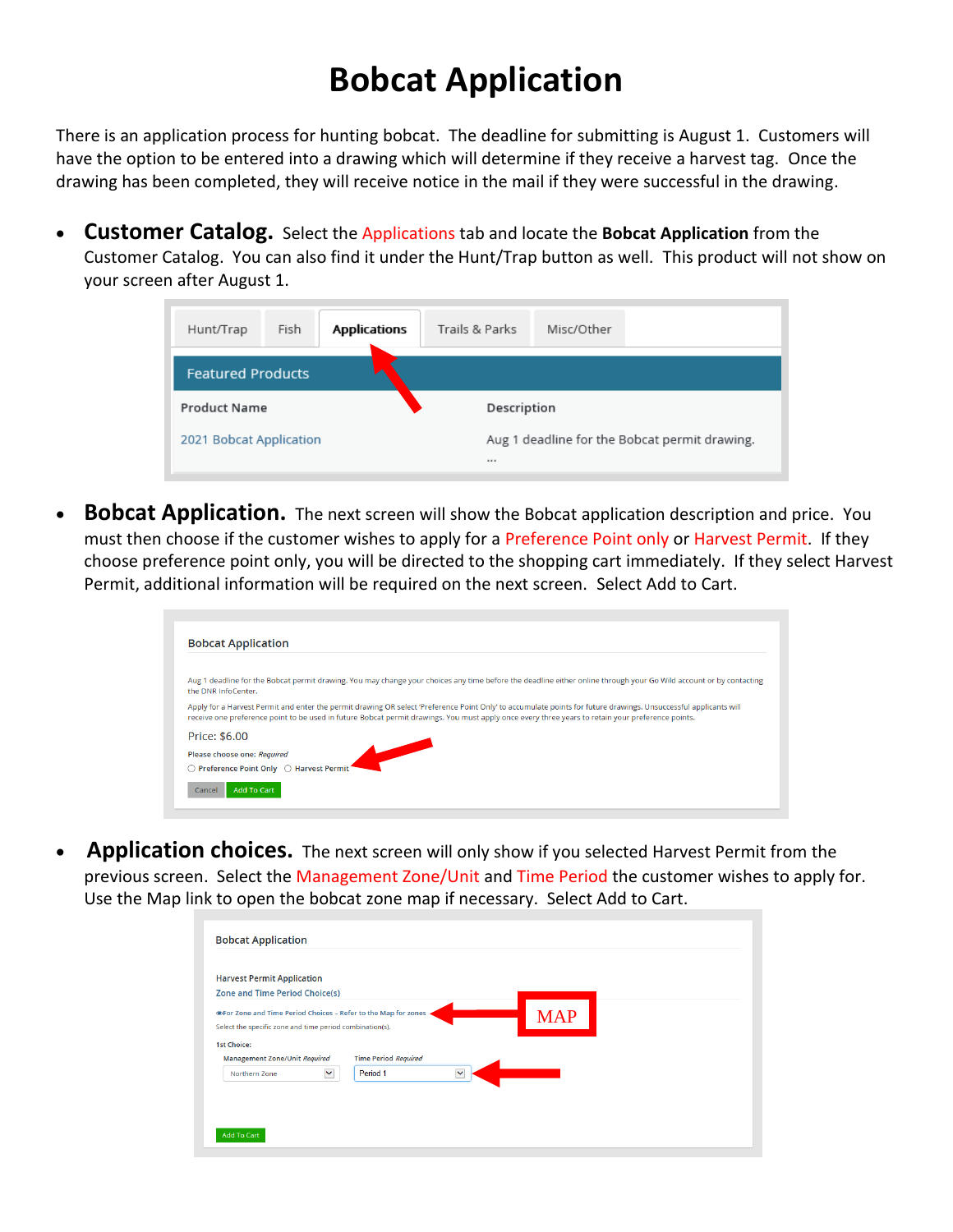# Bobcat Application

There is an application process for hunting bobcat. The deadline for submitting is August 1. Customers will have the option to be entered into a drawing which will determine if they receive a harvest tag. Once the drawing has been completed, they will receive notice in the mail if they were successful in the drawing.

- **Customer Catalog.** Select the Applications tab and locate the **Bobcat Application** from the Customer Catalog. You can also find it under the Hunt/Trap button as well. This product will not show on your screen after August 1.

- **Bobcat Application.** The next screen will show the Bobcat application description and price. You must then choose if the customer wishes to apply for a Preference Point only or Harvest Permit. If they choose preference point only, you will be directed to the shopping cart immediately. If they select Harvest Permit, additional information will be required on the next screen. Select Add to Cart.

- **Application choices.** The next screen will only show if you selected Harvest Permit from the previous screen. Select the Management Zone/Unit and Time Period the customer wishes to apply for. Use the Map link to open the bobcat zone map if necessary. Select Add to Cart.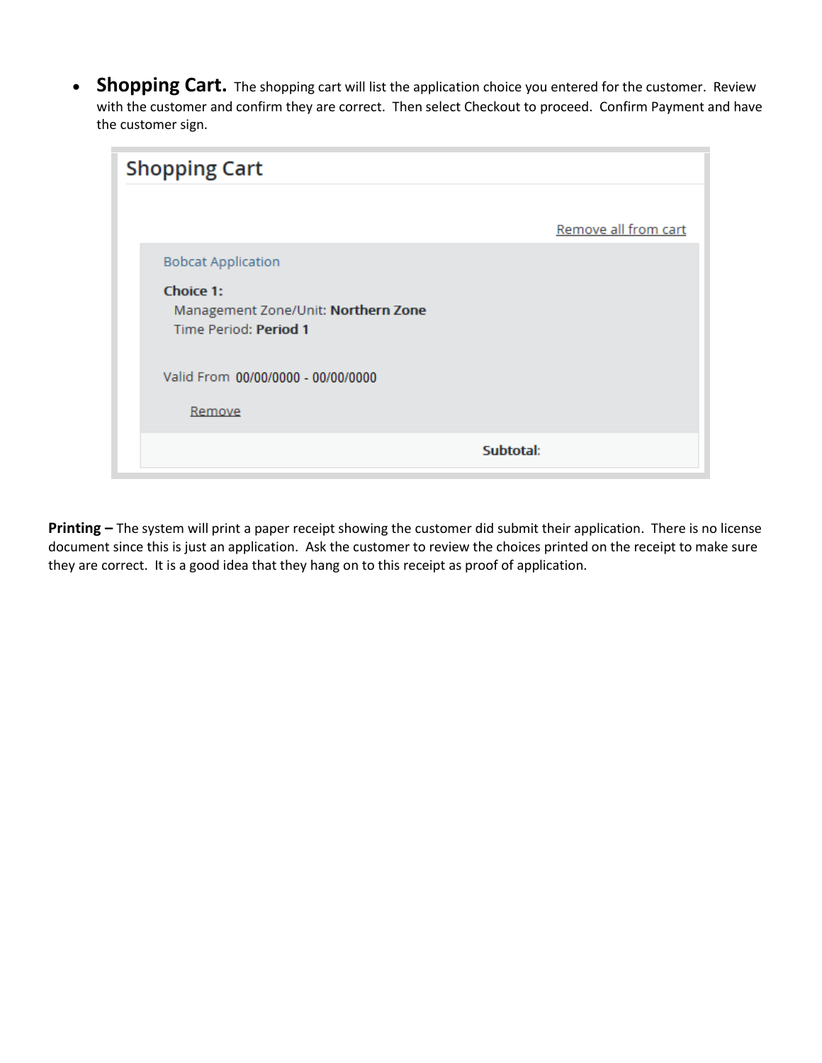- **Shopping Cart.** The shopping cart will list the application choice you entered for the customer. Review with the customer and confirm they are correct. Then select Checkout to proceed. Confirm Payment and have the customer sign.

Shopping Cart

Remove all from cart

Bobcat Application

**Choice 1:**
Management Zone/Unit: **Northern Zone**
Time Period: **Period 1**

Valid From 00/00/0000 - 00/00/0000

Remove

**Subtotal:**

**Printing –** The system will print a paper receipt showing the customer did submit their application. There is no license document since this is just an application. Ask the customer to review the choices printed on the receipt to make sure they are correct. It is a good idea that they hang on to this receipt as proof of application.